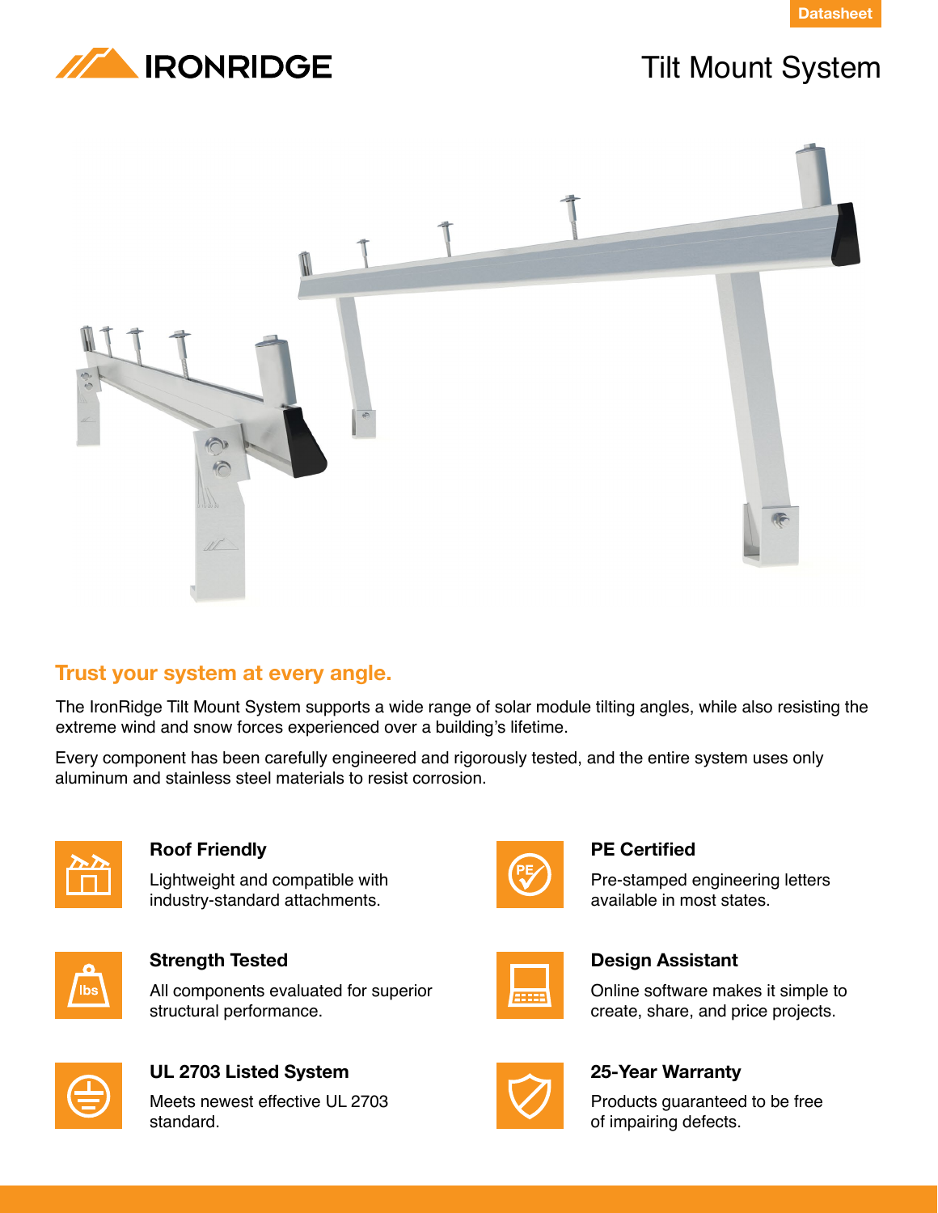Datasheet

IRONRIDGE

# Tilt Mount System

## Trust your system at every angle.

The IronRidge Tilt Mount System supports a wide range of solar module tilting angles, while also resisting the extreme wind and snow forces experienced over a building's lifetime.

Every component has been carefully engineered and rigorously tested, and the entire system uses only aluminum and stainless steel materials to resist corrosion.

### Roof Friendly

Lightweight and compatible with industry-standard attachments.

### PE Certified

Pre-stamped engineering letters available in most states.

### Strength Tested

All components evaluated for superior structural performance.

### Design Assistant

Online software makes it simple to create, share, and price projects.

### UL 2703 Listed System

Meets newest effective UL 2703 standard.

### 25-Year Warranty

Products guaranteed to be free of impairing defects.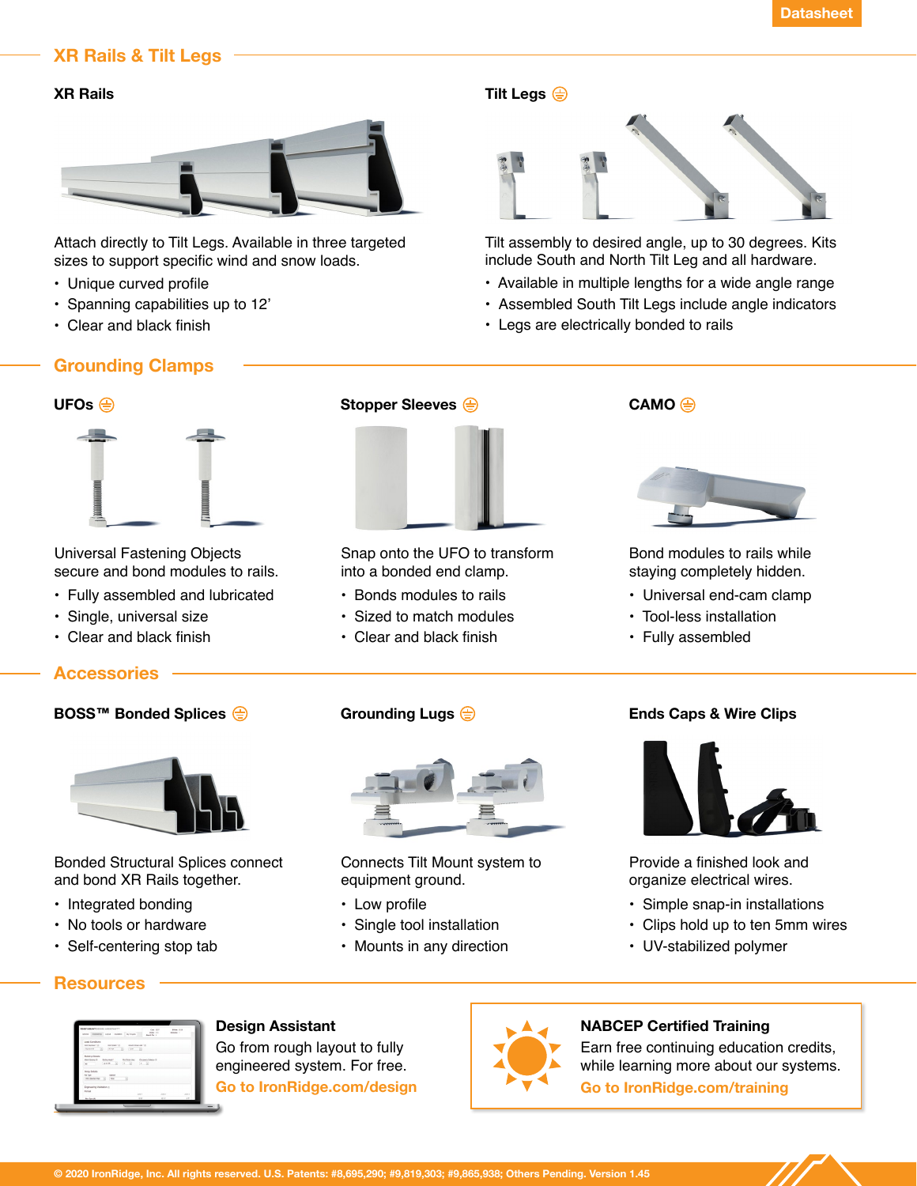Datasheet

## XR Rails & Tilt Legs

### XR Rails

Attach directly to Tilt Legs. Available in three targeted sizes to support specific wind and snow loads.

- Unique curved profile
- Spanning capabilities up to 12’
- Clear and black finish

### Tilt Legs

Tilt assembly to desired angle, up to 30 degrees. Kits include South and North Tilt Leg and all hardware.

- Available in multiple lengths for a wide angle range
- Assembled South Tilt Legs include angle indicators
- Legs are electrically bonded to rails

## Grounding Clamps

### UFOs

Universal Fastening Objects secure and bond modules to rails.

- Fully assembled and lubricated
- Single, universal size
- Clear and black finish

### Stopper Sleeves

Snap onto the UFO to transform into a bonded end clamp.

- Bonds modules to rails
- Sized to match modules
- Clear and black finish

### CAMO

Bond modules to rails while staying completely hidden.

- Universal end-cam clamp
- Tool-less installation
- Fully assembled

## Accessories

### BOSS™ Bonded Splices

Bonded Structural Splices connect and bond XR Rails together.

- Integrated bonding
- No tools or hardware
- Self-centering stop tab

### Grounding Lugs

Connects Tilt Mount system to equipment ground.

- Low profile
- Single tool installation
- Mounts in any direction

### Ends Caps & Wire Clips

Provide a finished look and organize electrical wires.

- Simple snap-in installations
- Clips hold up to ten 5mm wires
- UV-stabilized polymer

## Resources

### Design Assistant

Go from rough layout to fully engineered system. For free.

Go to IronRidge.com/design

### NABCEP Certified Training

Earn free continuing education credits, while learning more about our systems.

Go to IronRidge.com/training

© 2020 IronRidge, Inc. All rights reserved. U.S. Patents: #8,695,290; #9,819,303; #9,865,938; Others Pending. Version 1.45